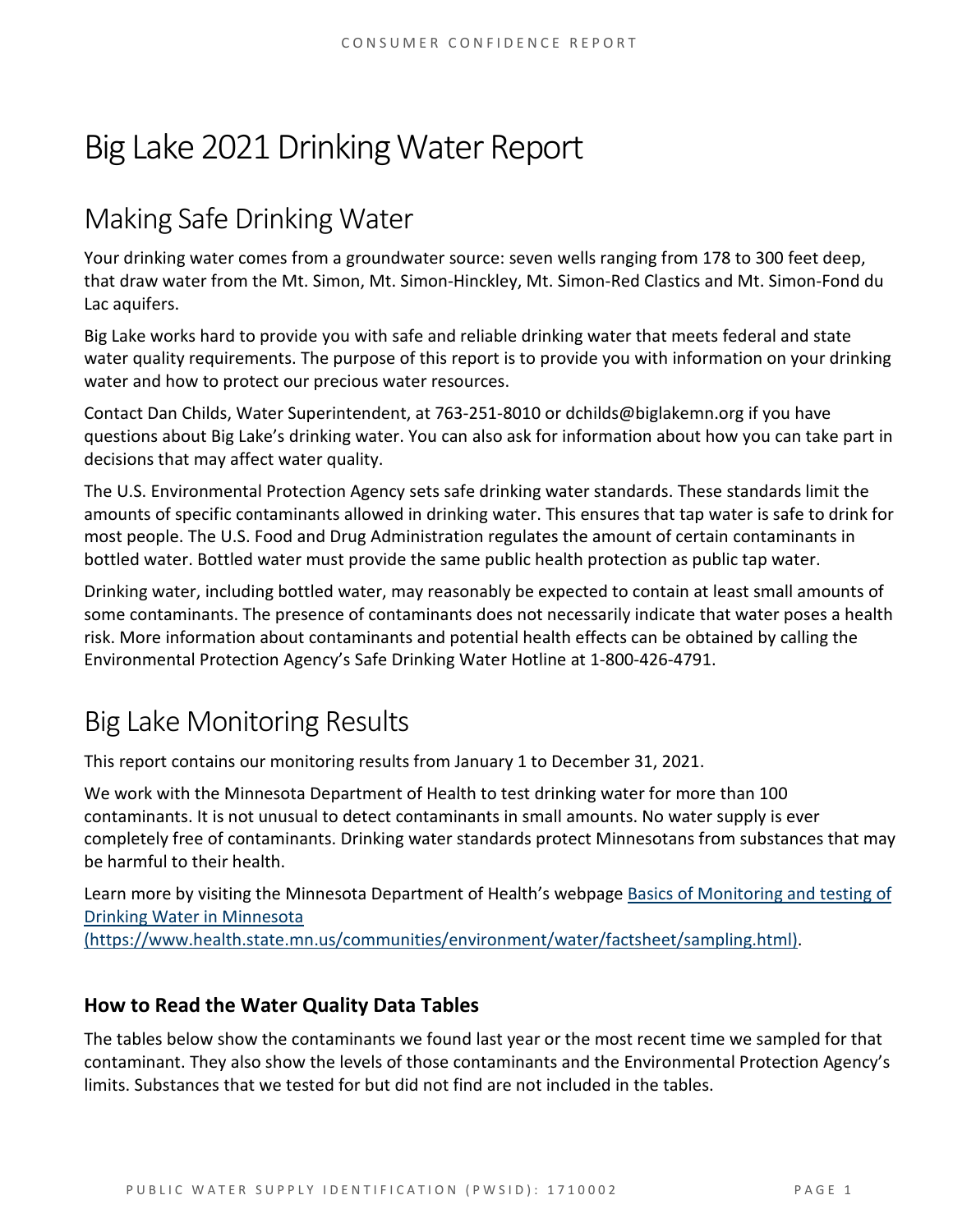# Big Lake 2021 Drinking Water Report

## Making Safe Drinking Water

Your drinking water comes from a groundwater source: seven wells ranging from 178 to 300 feet deep, that draw water from the Mt. Simon, Mt. Simon-Hinckley, Mt. Simon-Red Clastics and Mt. Simon-Fond du Lac aquifers.

Big Lake works hard to provide you with safe and reliable drinking water that meets federal and state water quality requirements. The purpose of this report is to provide you with information on your drinking water and how to protect our precious water resources.

Contact Dan Childs, Water Superintendent, at 763-251-8010 or dchilds@biglakemn.org if you have questions about Big Lake's drinking water. You can also ask for information about how you can take part in decisions that may affect water quality.

The U.S. Environmental Protection Agency sets safe drinking water standards. These standards limit the amounts of specific contaminants allowed in drinking water. This ensures that tap water is safe to drink for most people. The U.S. Food and Drug Administration regulates the amount of certain contaminants in bottled water. Bottled water must provide the same public health protection as public tap water.

Drinking water, including bottled water, may reasonably be expected to contain at least small amounts of some contaminants. The presence of contaminants does not necessarily indicate that water poses a health risk. More information about contaminants and potential health effects can be obtained by calling the Environmental Protection Agency's Safe Drinking Water Hotline at 1-800-426-4791.

## Big Lake Monitoring Results

This report contains our monitoring results from January 1 to December 31, 2021.

We work with the Minnesota Department of Health to test drinking water for more than 100 contaminants. It is not unusual to detect contaminants in small amounts. No water supply is ever completely free of contaminants. Drinking water standards protect Minnesotans from substances that may be harmful to their health.

Learn more by visiting the Minnesota Department of Health's webpage [Basics of Monitoring and testing of Drinking Water in Minnesota (https://www.health.state.mn.us/communities/environment/water/factsheet/sampling.html)](https://www.health.state.mn.us/communities/environment/water/factsheet/sampling.html).

### How to Read the Water Quality Data Tables

The tables below show the contaminants we found last year or the most recent time we sampled for that contaminant. They also show the levels of those contaminants and the Environmental Protection Agency's limits. Substances that we tested for but did not find are not included in the tables.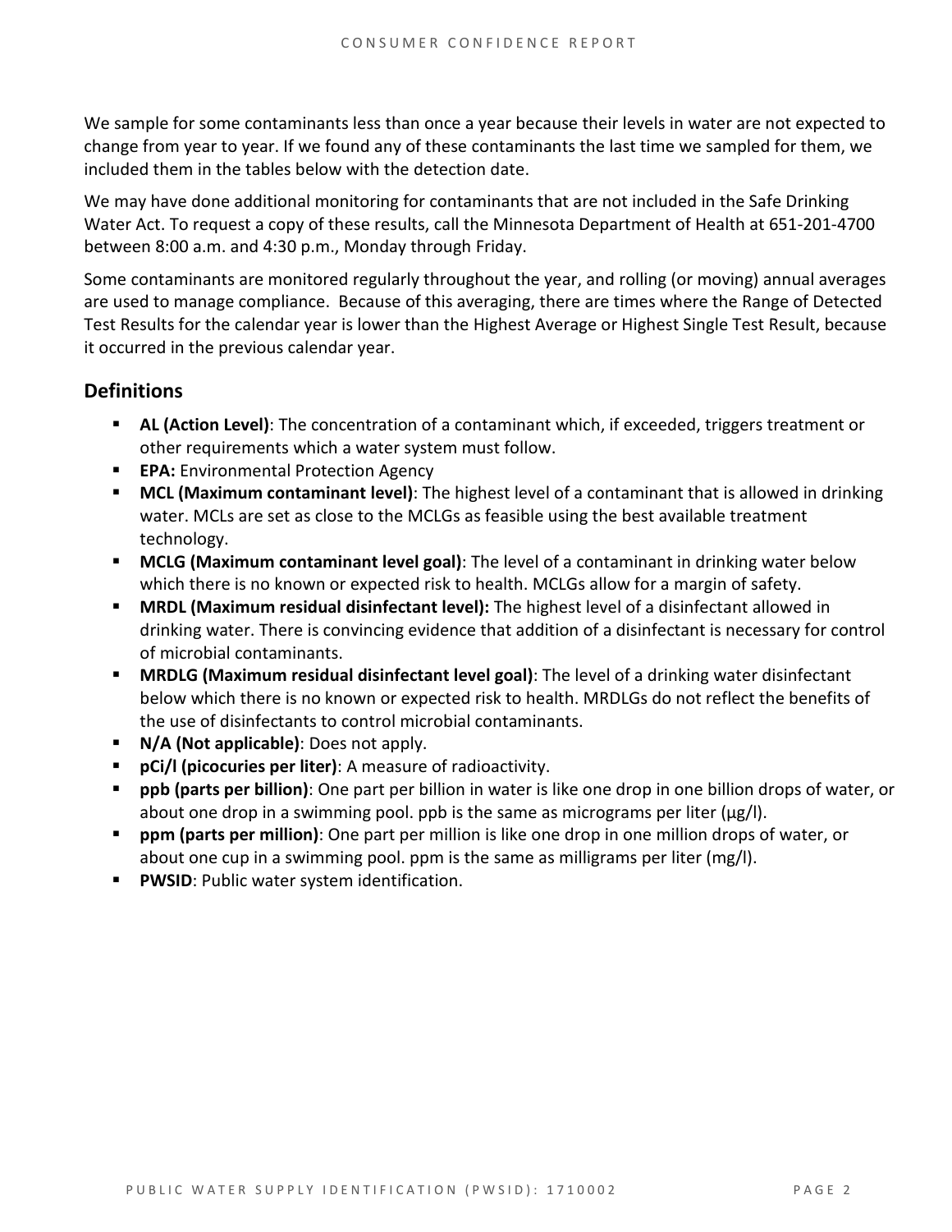We sample for some contaminants less than once a year because their levels in water are not expected to change from year to year. If we found any of these contaminants the last time we sampled for them, we included them in the tables below with the detection date.

We may have done additional monitoring for contaminants that are not included in the Safe Drinking Water Act. To request a copy of these results, call the Minnesota Department of Health at 651-201-4700 between 8:00 a.m. and 4:30 p.m., Monday through Friday.

Some contaminants are monitored regularly throughout the year, and rolling (or moving) annual averages are used to manage compliance. Because of this averaging, there are times where the Range of Detected Test Results for the calendar year is lower than the Highest Average or Highest Single Test Result, because it occurred in the previous calendar year.

## Definitions

- **AL (Action Level)**: The concentration of a contaminant which, if exceeded, triggers treatment or other requirements which a water system must follow.
- **EPA:** Environmental Protection Agency
- **MCL (Maximum contaminant level)**: The highest level of a contaminant that is allowed in drinking water. MCLs are set as close to the MCLGs as feasible using the best available treatment technology.
- **MCLG (Maximum contaminant level goal)**: The level of a contaminant in drinking water below which there is no known or expected risk to health. MCLGs allow for a margin of safety.
- **MRDL (Maximum residual disinfectant level):** The highest level of a disinfectant allowed in drinking water. There is convincing evidence that addition of a disinfectant is necessary for control of microbial contaminants.
- **MRDLG (Maximum residual disinfectant level goal)**: The level of a drinking water disinfectant below which there is no known or expected risk to health. MRDLGs do not reflect the benefits of the use of disinfectants to control microbial contaminants.
- **N/A (Not applicable)**: Does not apply.
- **pCi/l (picocuries per liter)**: A measure of radioactivity.
- **ppb (parts per billion)**: One part per billion in water is like one drop in one billion drops of water, or about one drop in a swimming pool. ppb is the same as micrograms per liter (μg/l).
- **ppm (parts per million)**: One part per million is like one drop in one million drops of water, or about one cup in a swimming pool. ppm is the same as milligrams per liter (mg/l).
- **PWSID**: Public water system identification.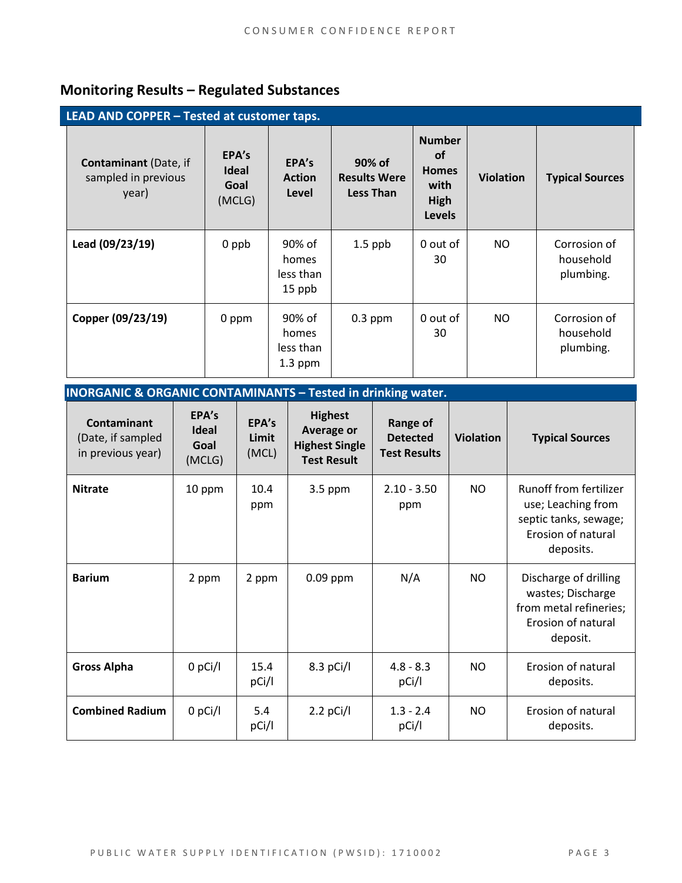## Monitoring Results – Regulated Substances

| LEAD AND COPPER – Tested at customer taps. | | | | | | |
|---|---|---|---|---|---|---|
| **Contaminant** (Date, if sampled in previous year) | **EPA's Ideal Goal** (MCLG) | **EPA's Action Level** | **90% of Results Were Less Than** | **Number of Homes with High Levels** | **Violation** | **Typical Sources** |
| **Lead (09/23/19)** | 0 ppb | 90% of homes less than 15 ppb | 1.5 ppb | 0 out of 30 | NO | Corrosion of household plumbing. |
| **Copper (09/23/19)** | 0 ppm | 90% of homes less than 1.3 ppm | 0.3 ppm | 0 out of 30 | NO | Corrosion of household plumbing. |

| INORGANIC & ORGANIC CONTAMINANTS – Tested in drinking water. | | | | | | |
|---|---|---|---|---|---|---|
| **Contaminant** (Date, if sampled in previous year) | **EPA's Ideal Goal** (MCLG) | **EPA's Limit** (MCL) | **Highest Average or Highest Single Test Result** | **Range of Detected Test Results** | **Violation** | **Typical Sources** |
| **Nitrate** | 10 ppm | 10.4 ppm | 3.5 ppm | 2.10 - 3.50 ppm | NO | Runoff from fertilizer use; Leaching from septic tanks, sewage; Erosion of natural deposits. |
| **Barium** | 2 ppm | 2 ppm | 0.09 ppm | N/A | NO | Discharge of drilling wastes; Discharge from metal refineries; Erosion of natural deposit. |
| **Gross Alpha** | 0 pCi/l | 15.4 pCi/l | 8.3 pCi/l | 4.8 - 8.3 pCi/l | NO | Erosion of natural deposits. |
| **Combined Radium** | 0 pCi/l | 5.4 pCi/l | 2.2 pCi/l | 1.3 - 2.4 pCi/l | NO | Erosion of natural deposits. |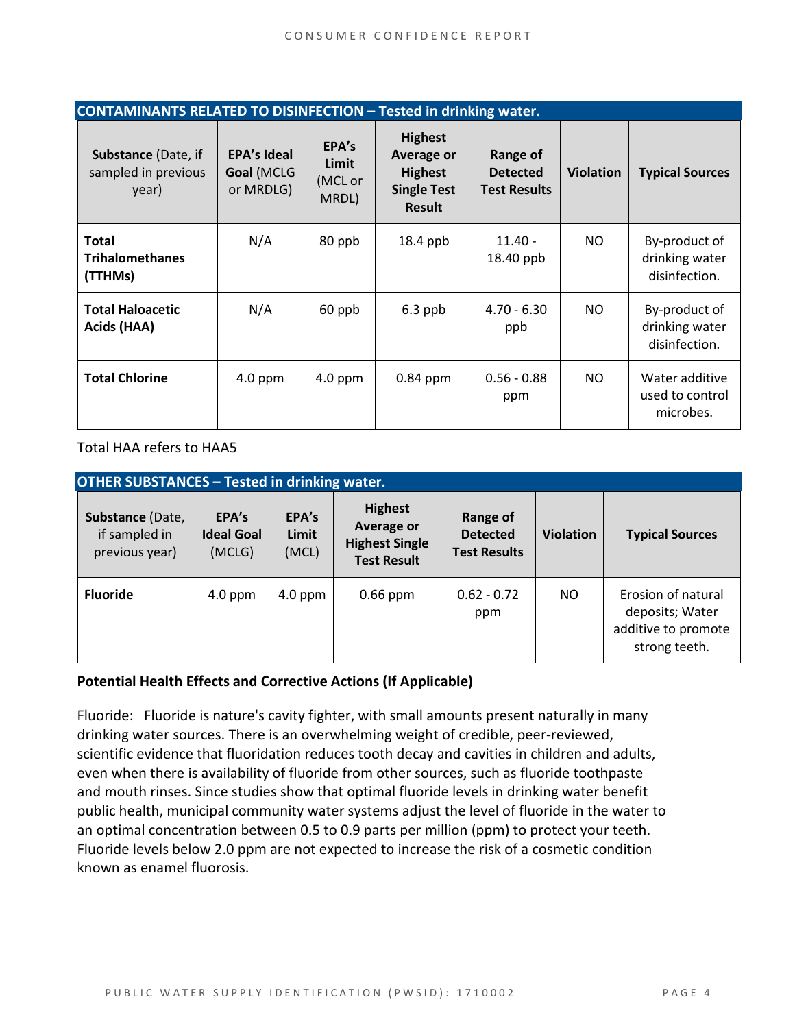| CONTAINANTS RELATED TO DISINFECTION – Tested in drinking water. | | | | | | |
|---|---|---|---|---|---|---|
| **Substance** (Date, if sampled in previous year) | **EPA's Ideal Goal** (MCLG or MRDLG) | **EPA's Limit** (MCL or MRDL) | **Highest Average or Highest Single Test Result** | **Range of Detected Test Results** | **Violation** | **Typical Sources** |
| **Total Trihalomethanes (TTHMs)** | N/A | 80 ppb | 18.4 ppb | 11.40 - 18.40 ppb | NO | By-product of drinking water disinfection. |
| **Total Haloacetic Acids (HAA)** | N/A | 60 ppb | 6.3 ppb | 4.70 - 6.30 ppb | NO | By-product of drinking water disinfection. |
| **Total Chlorine** | 4.0 ppm | 4.0 ppm | 0.84 ppm | 0.56 - 0.88 ppm | NO | Water additive used to control microbes. |

Total HAA refers to HAA5

| OTHER SUBSTANCES – Tested in drinking water. | | | | | | |
|---|---|---|---|---|---|---|
| **Substance** (Date, if sampled in previous year) | **EPA's Ideal Goal** (MCLG) | **EPA's Limit** (MCL) | **Highest Average or Highest Single Test Result** | **Range of Detected Test Results** | **Violation** | **Typical Sources** |
| **Fluoride** | 4.0 ppm | 4.0 ppm | 0.66 ppm | 0.62 - 0.72 ppm | NO | Erosion of natural deposits; Water additive to promote strong teeth. |

**Potential Health Effects and Corrective Actions (If Applicable)**

Fluoride: Fluoride is nature's cavity fighter, with small amounts present naturally in many drinking water sources. There is an overwhelming weight of credible, peer-reviewed, scientific evidence that fluoridation reduces tooth decay and cavities in children and adults, even when there is availability of fluoride from other sources, such as fluoride toothpaste and mouth rinses. Since studies show that optimal fluoride levels in drinking water benefit public health, municipal community water systems adjust the level of fluoride in the water to an optimal concentration between 0.5 to 0.9 parts per million (ppm) to protect your teeth. Fluoride levels below 2.0 ppm are not expected to increase the risk of a cosmetic condition known as enamel fluorosis.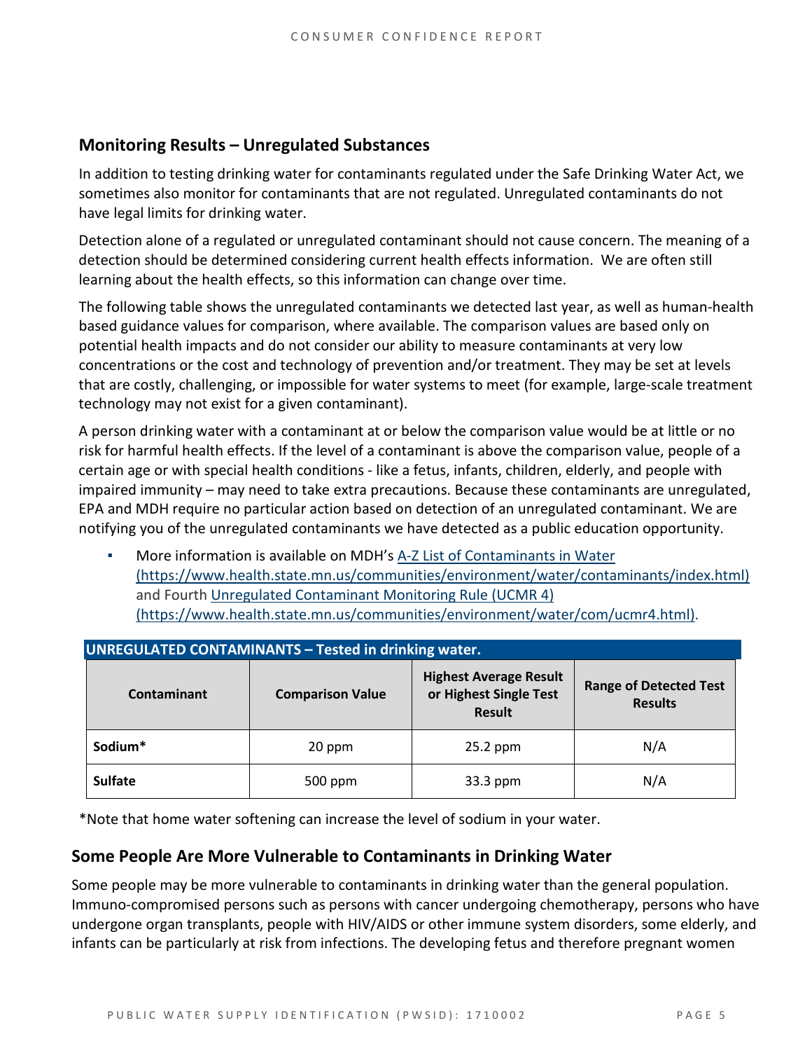## Monitoring Results – Unregulated Substances

In addition to testing drinking water for contaminants regulated under the Safe Drinking Water Act, we sometimes also monitor for contaminants that are not regulated. Unregulated contaminants do not have legal limits for drinking water.

Detection alone of a regulated or unregulated contaminant should not cause concern. The meaning of a detection should be determined considering current health effects information. We are often still learning about the health effects, so this information can change over time.

The following table shows the unregulated contaminants we detected last year, as well as human-health based guidance values for comparison, where available. The comparison values are based only on potential health impacts and do not consider our ability to measure contaminants at very low concentrations or the cost and technology of prevention and/or treatment. They may be set at levels that are costly, challenging, or impossible for water systems to meet (for example, large-scale treatment technology may not exist for a given contaminant).

A person drinking water with a contaminant at or below the comparison value would be at little or no risk for harmful health effects. If the level of a contaminant is above the comparison value, people of a certain age or with special health conditions - like a fetus, infants, children, elderly, and people with impaired immunity – may need to take extra precautions. Because these contaminants are unregulated, EPA and MDH require no particular action based on detection of an unregulated contaminant. We are notifying you of the unregulated contaminants we have detected as a public education opportunity.

- More information is available on MDH's [A-Z List of Contaminants in Water (https://www.health.state.mn.us/communities/environment/water/contaminants/index.html)](https://www.health.state.mn.us/communities/environment/water/contaminants/index.html) and Fourth [Unregulated Contaminant Monitoring Rule (UCMR 4) (https://www.health.state.mn.us/communities/environment/water/com/ucmr4.html)](https://www.health.state.mn.us/communities/environment/water/com/ucmr4.html).

**UNREGULATED CONTAMINANTS – Tested in drinking water.**

| Contaminant | Comparison Value | Highest Average Result or Highest Single Test Result | Range of Detected Test Results |
|---|---|---|---|
| **Sodium*** | 20 ppm | 25.2 ppm | N/A |
| **Sulfate** | 500 ppm | 33.3 ppm | N/A |

*Note that home water softening can increase the level of sodium in your water.

## Some People Are More Vulnerable to Contaminants in Drinking Water

Some people may be more vulnerable to contaminants in drinking water than the general population. Immuno-compromised persons such as persons with cancer undergoing chemotherapy, persons who have undergone organ transplants, people with HIV/AIDS or other immune system disorders, some elderly, and infants can be particularly at risk from infections. The developing fetus and therefore pregnant women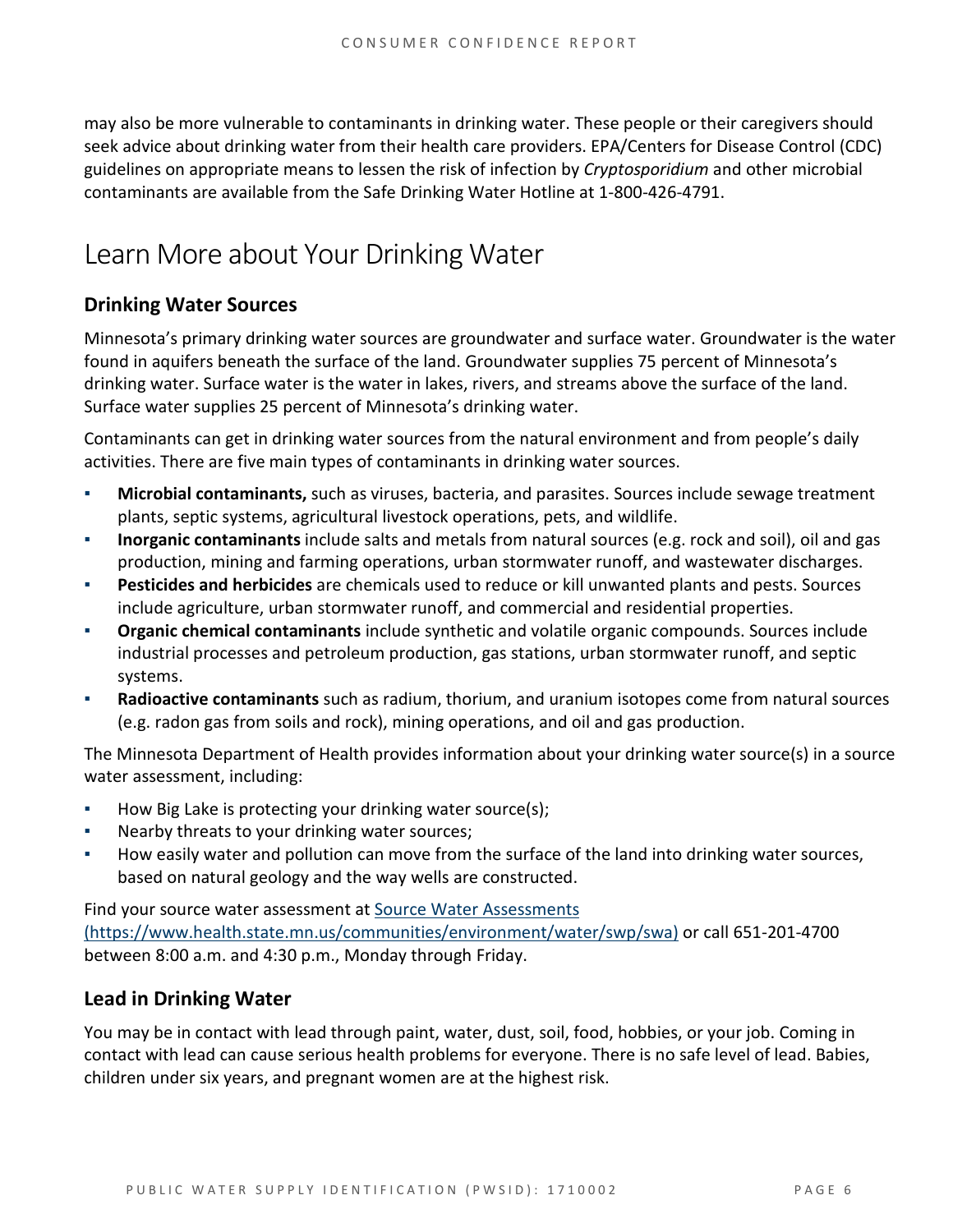may also be more vulnerable to contaminants in drinking water. These people or their caregivers should seek advice about drinking water from their health care providers. EPA/Centers for Disease Control (CDC) guidelines on appropriate means to lessen the risk of infection by *Cryptosporidium* and other microbial contaminants are available from the Safe Drinking Water Hotline at 1-800-426-4791.

# Learn More about Your Drinking Water

## Drinking Water Sources

Minnesota's primary drinking water sources are groundwater and surface water. Groundwater is the water found in aquifers beneath the surface of the land. Groundwater supplies 75 percent of Minnesota's drinking water. Surface water is the water in lakes, rivers, and streams above the surface of the land. Surface water supplies 25 percent of Minnesota's drinking water.

Contaminants can get in drinking water sources from the natural environment and from people's daily activities. There are five main types of contaminants in drinking water sources.

- **Microbial contaminants,** such as viruses, bacteria, and parasites. Sources include sewage treatment plants, septic systems, agricultural livestock operations, pets, and wildlife.
- **Inorganic contaminants** include salts and metals from natural sources (e.g. rock and soil), oil and gas production, mining and farming operations, urban stormwater runoff, and wastewater discharges.
- **Pesticides and herbicides** are chemicals used to reduce or kill unwanted plants and pests. Sources include agriculture, urban stormwater runoff, and commercial and residential properties.
- **Organic chemical contaminants** include synthetic and volatile organic compounds. Sources include industrial processes and petroleum production, gas stations, urban stormwater runoff, and septic systems.
- **Radioactive contaminants** such as radium, thorium, and uranium isotopes come from natural sources (e.g. radon gas from soils and rock), mining operations, and oil and gas production.

The Minnesota Department of Health provides information about your drinking water source(s) in a source water assessment, including:

- How Big Lake is protecting your drinking water source(s);
- Nearby threats to your drinking water sources;
- How easily water and pollution can move from the surface of the land into drinking water sources, based on natural geology and the way wells are constructed.

Find your source water assessment at [Source Water Assessments (https://www.health.state.mn.us/communities/environment/water/swp/swa)](https://www.health.state.mn.us/communities/environment/water/swp/swa) or call 651-201-4700 between 8:00 a.m. and 4:30 p.m., Monday through Friday.

## Lead in Drinking Water

You may be in contact with lead through paint, water, dust, soil, food, hobbies, or your job. Coming in contact with lead can cause serious health problems for everyone. There is no safe level of lead. Babies, children under six years, and pregnant women are at the highest risk.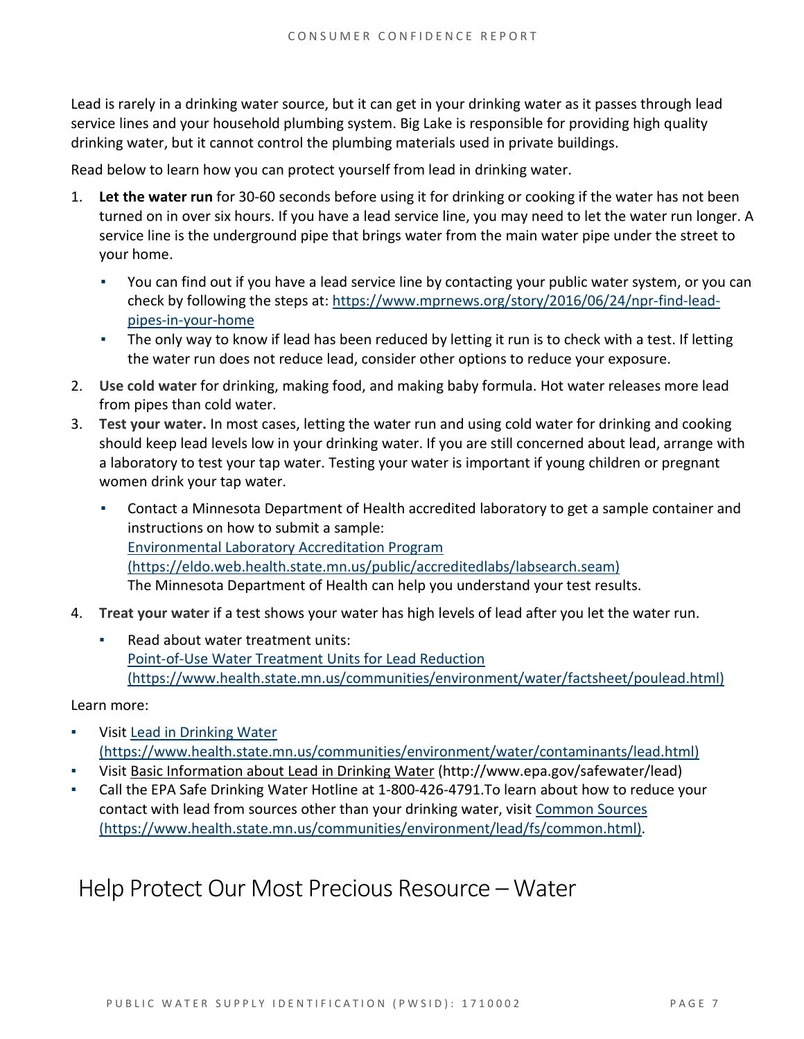Lead is rarely in a drinking water source, but it can get in your drinking water as it passes through lead service lines and your household plumbing system. Big Lake is responsible for providing high quality drinking water, but it cannot control the plumbing materials used in private buildings.

Read below to learn how you can protect yourself from lead in drinking water.

1. **Let the water run** for 30-60 seconds before using it for drinking or cooking if the water has not been turned on in over six hours. If you have a lead service line, you may need to let the water run longer. A service line is the underground pipe that brings water from the main water pipe under the street to your home.
   - You can find out if you have a lead service line by contacting your public water system, or you can check by following the steps at: [https://www.mprnews.org/story/2016/06/24/npr-find-lead-pipes-in-your-home](https://www.mprnews.org/story/2016/06/24/npr-find-lead-pipes-in-your-home)
   - The only way to know if lead has been reduced by letting it run is to check with a test. If letting the water run does not reduce lead, consider other options to reduce your exposure.
2. **Use cold water** for drinking, making food, and making baby formula. Hot water releases more lead from pipes than cold water.
3. **Test your water.** In most cases, letting the water run and using cold water for drinking and cooking should keep lead levels low in your drinking water. If you are still concerned about lead, arrange with a laboratory to test your tap water. Testing your water is important if young children or pregnant women drink your tap water.
   - Contact a Minnesota Department of Health accredited laboratory to get a sample container and instructions on how to submit a sample:
     [Environmental Laboratory Accreditation Program (https://eldo.web.health.state.mn.us/public/accreditedlabs/labsearch.seam)](https://eldo.web.health.state.mn.us/public/accreditedlabs/labsearch.seam)
     The Minnesota Department of Health can help you understand your test results.
4. **Treat your water** if a test shows your water has high levels of lead after you let the water run.
   - Read about water treatment units:
     [Point-of-Use Water Treatment Units for Lead Reduction (https://www.health.state.mn.us/communities/environment/water/factsheet/poulead.html)](https://www.health.state.mn.us/communities/environment/water/factsheet/poulead.html)

Learn more:

- Visit [Lead in Drinking Water (https://www.health.state.mn.us/communities/environment/water/contaminants/lead.html)](https://www.health.state.mn.us/communities/environment/water/contaminants/lead.html)
- Visit Basic Information about Lead in Drinking Water (http://www.epa.gov/safewater/lead)
- Call the EPA Safe Drinking Water Hotline at 1-800-426-4791.To learn about how to reduce your contact with lead from sources other than your drinking water, visit [Common Sources (https://www.health.state.mn.us/communities/environment/lead/fs/common.html)](https://www.health.state.mn.us/communities/environment/lead/fs/common.html).

# Help Protect Our Most Precious Resource – Water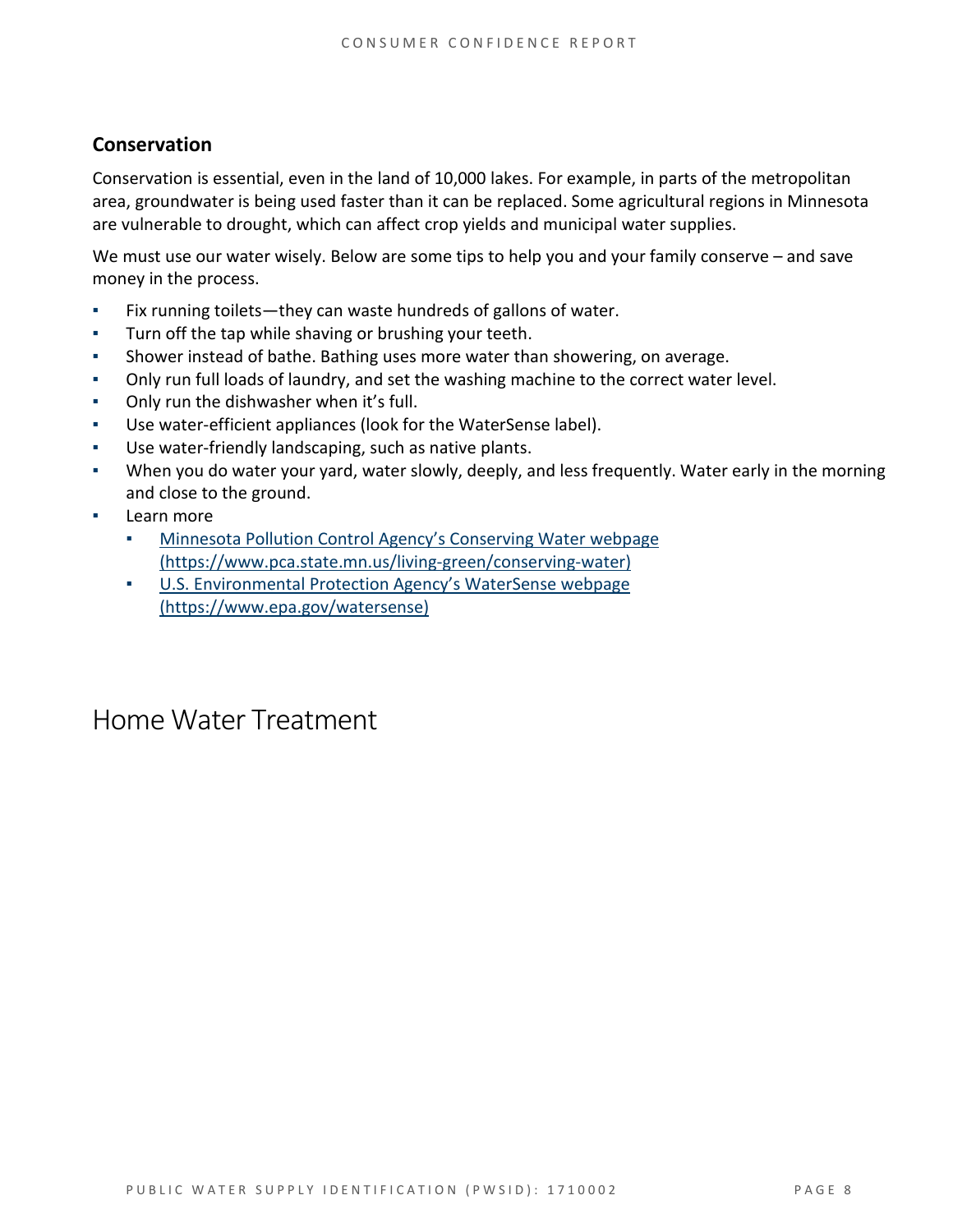## Conservation

Conservation is essential, even in the land of 10,000 lakes. For example, in parts of the metropolitan area, groundwater is being used faster than it can be replaced. Some agricultural regions in Minnesota are vulnerable to drought, which can affect crop yields and municipal water supplies.

We must use our water wisely. Below are some tips to help you and your family conserve – and save money in the process.

- Fix running toilets—they can waste hundreds of gallons of water.
- Turn off the tap while shaving or brushing your teeth.
- Shower instead of bathe. Bathing uses more water than showering, on average.
- Only run full loads of laundry, and set the washing machine to the correct water level.
- Only run the dishwasher when it's full.
- Use water-efficient appliances (look for the WaterSense label).
- Use water-friendly landscaping, such as native plants.
- When you do water your yard, water slowly, deeply, and less frequently. Water early in the morning and close to the ground.
- Learn more
  - [Minnesota Pollution Control Agency's Conserving Water webpage (https://www.pca.state.mn.us/living-green/conserving-water)](https://www.pca.state.mn.us/living-green/conserving-water)
  - [U.S. Environmental Protection Agency's WaterSense webpage (https://www.epa.gov/watersense)](https://www.epa.gov/watersense)

# Home Water Treatment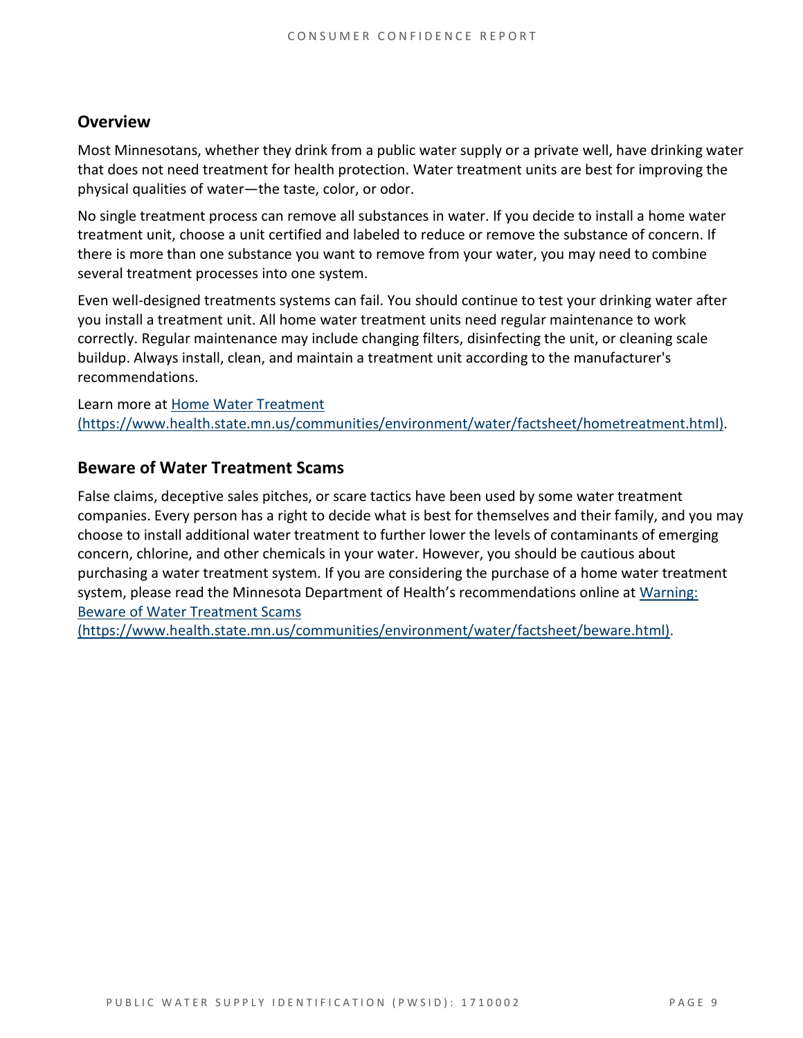## Overview

Most Minnesotans, whether they drink from a public water supply or a private well, have drinking water that does not need treatment for health protection. Water treatment units are best for improving the physical qualities of water—the taste, color, or odor.

No single treatment process can remove all substances in water. If you decide to install a home water treatment unit, choose a unit certified and labeled to reduce or remove the substance of concern. If there is more than one substance you want to remove from your water, you may need to combine several treatment processes into one system.

Even well-designed treatments systems can fail. You should continue to test your drinking water after you install a treatment unit. All home water treatment units need regular maintenance to work correctly. Regular maintenance may include changing filters, disinfecting the unit, or cleaning scale buildup. Always install, clean, and maintain a treatment unit according to the manufacturer's recommendations.

Learn more at [Home Water Treatment (https://www.health.state.mn.us/communities/environment/water/factsheet/hometreatment.html)](https://www.health.state.mn.us/communities/environment/water/factsheet/hometreatment.html).

## Beware of Water Treatment Scams

False claims, deceptive sales pitches, or scare tactics have been used by some water treatment companies. Every person has a right to decide what is best for themselves and their family, and you may choose to install additional water treatment to further lower the levels of contaminants of emerging concern, chlorine, and other chemicals in your water. However, you should be cautious about purchasing a water treatment system. If you are considering the purchase of a home water treatment system, please read the Minnesota Department of Health's recommendations online at [Warning: Beware of Water Treatment Scams (https://www.health.state.mn.us/communities/environment/water/factsheet/beware.html)](https://www.health.state.mn.us/communities/environment/water/factsheet/beware.html).